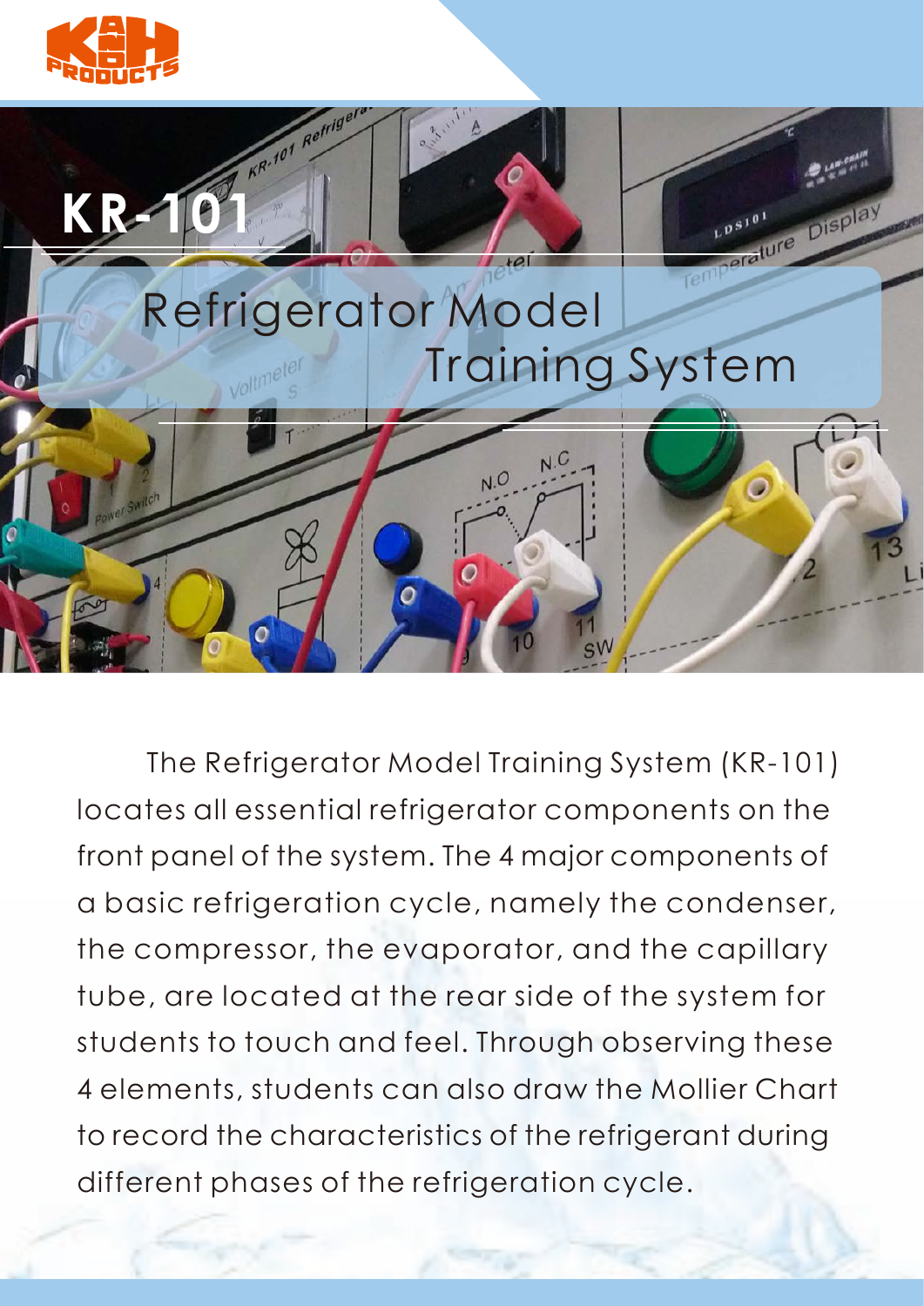# KR-101

## Refrigerator Model Training System

The Refrigerator Model Training System (KR-101) locates all essential refrigerator components on the front panel of the system. The 4 major components of a basic refrigeration cycle, namely the condenser, the compressor, the evaporator, and the capillary tube, are located at the rear side of the system for students to touch and feel. Through observing these 4 elements, students can also draw the Mollier Chart to record the characteristics of the refrigerant during different phases of the refrigeration cycle.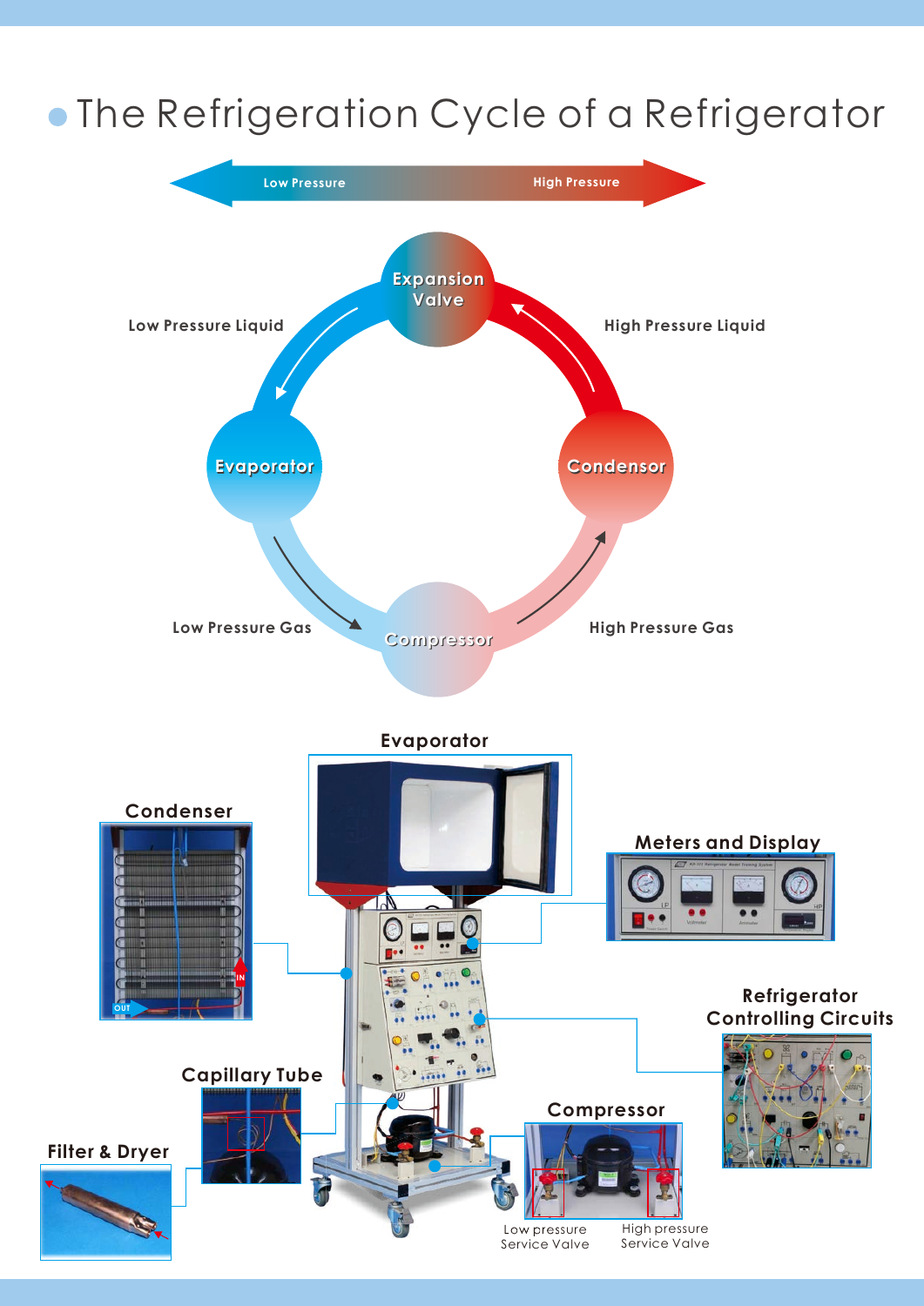# The Refrigeration Cycle of a Refrigerator

Low Pressure — High Pressure

Expansion Valve

Low Pressure Liquid

High Pressure Liquid

Evaporator

Condensor

Low Pressure Gas

Compressor

High Pressure Gas

Evaporator

Condenser

Meters and Display

Refrigerator Controlling Circuits

Capillary Tube

Compressor

Filter & Dryer

Low pressure Service Valve

High pressure Service Valve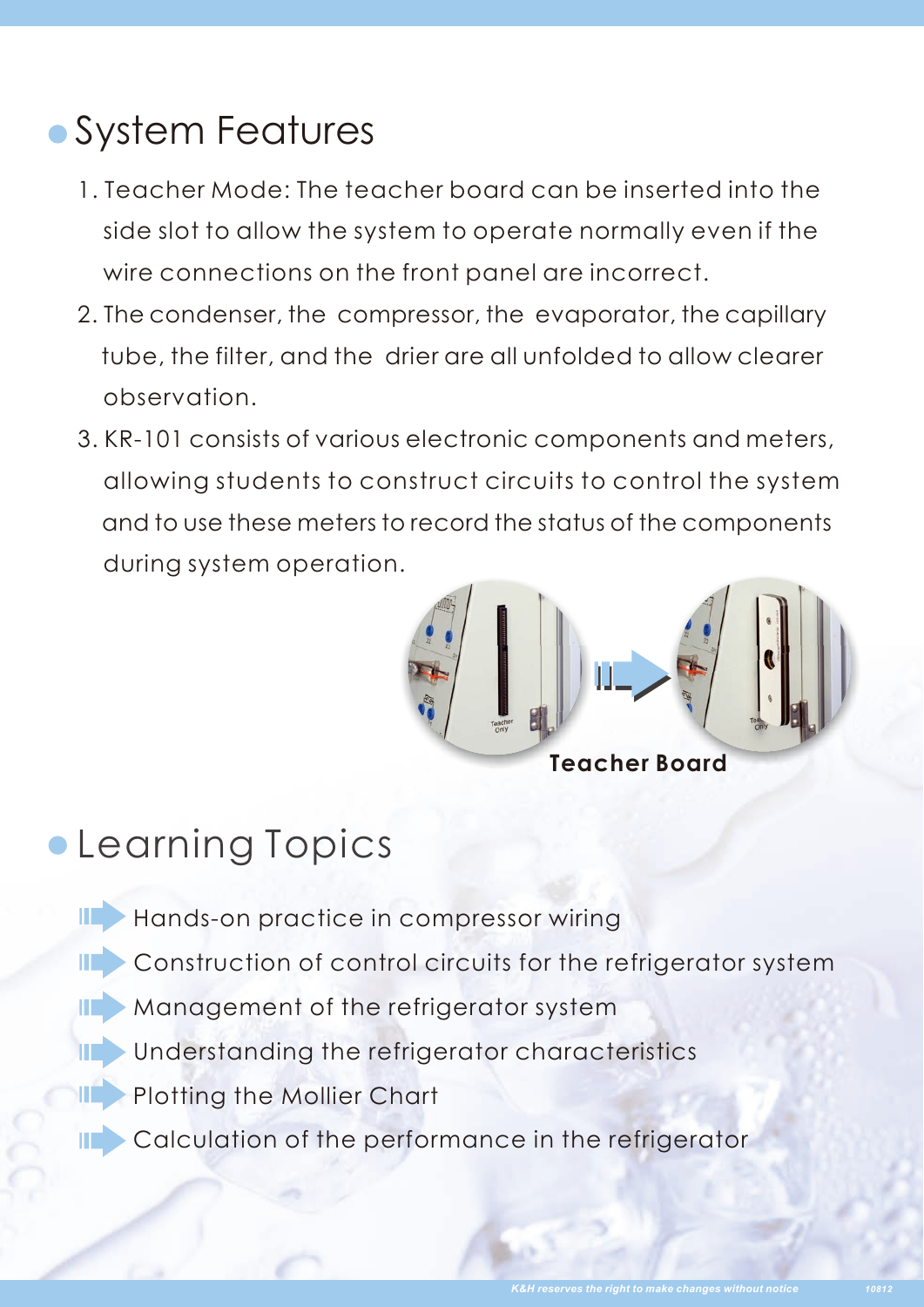## System Features

1. Teacher Mode: The teacher board can be inserted into the side slot to allow the system to operate normally even if the wire connections on the front panel are incorrect.
2. The condenser, the compressor, the evaporator, the capillary tube, the filter, and the drier are all unfolded to allow clearer observation.
3. KR-101 consists of various electronic components and meters, allowing students to construct circuits to control the system and to use these meters to record the status of the components during system operation.

Teacher Board

## Learning Topics

- Hands-on practice in compressor wiring
- Construction of control circuits for the refrigerator system
- Management of the refrigerator system
- Understanding the refrigerator characteristics
- Plotting the Mollier Chart
- Calculation of the performance in the refrigerator

*K&H reserves the right to make changes without notice*